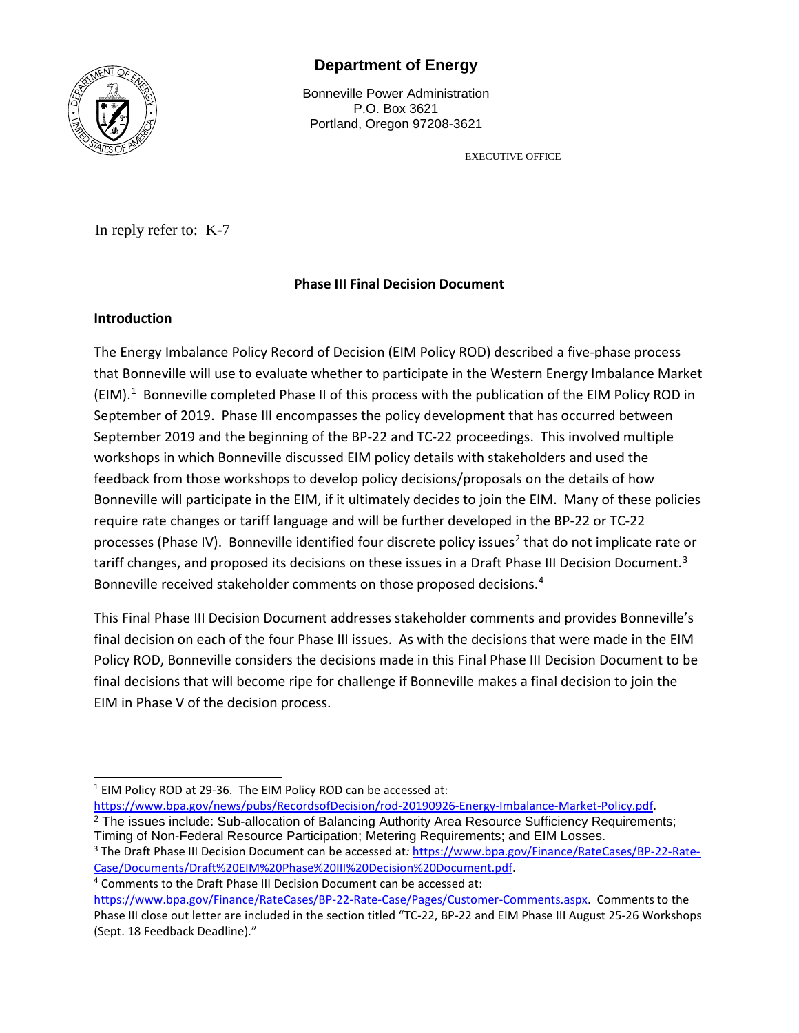**Department of Energy**

Bonneville Power Administration
P.O. Box 3621
Portland, Oregon 97208-3621

EXECUTIVE OFFICE

In reply refer to: K-7

**Phase III Final Decision Document**

**Introduction**

The Energy Imbalance Policy Record of Decision (EIM Policy ROD) described a five-phase process that Bonneville will use to evaluate whether to participate in the Western Energy Imbalance Market (EIM).[1] Bonneville completed Phase II of this process with the publication of the EIM Policy ROD in September of 2019. Phase III encompasses the policy development that has occurred between September 2019 and the beginning of the BP-22 and TC-22 proceedings. This involved multiple workshops in which Bonneville discussed EIM policy details with stakeholders and used the feedback from those workshops to develop policy decisions/proposals on the details of how Bonneville will participate in the EIM, if it ultimately decides to join the EIM. Many of these policies require rate changes or tariff language and will be further developed in the BP-22 or TC-22 processes (Phase IV). Bonneville identified four discrete policy issues[2] that do not implicate rate or tariff changes, and proposed its decisions on these issues in a Draft Phase III Decision Document.[3] Bonneville received stakeholder comments on those proposed decisions.[4]

This Final Phase III Decision Document addresses stakeholder comments and provides Bonneville's final decision on each of the four Phase III issues. As with the decisions that were made in the EIM Policy ROD, Bonneville considers the decisions made in this Final Phase III Decision Document to be final decisions that will become ripe for challenge if Bonneville makes a final decision to join the EIM in Phase V of the decision process.

---

[1] EIM Policy ROD at 29-36. The EIM Policy ROD can be accessed at: https://www.bpa.gov/news/pubs/RecordsofDecision/rod-20190926-Energy-Imbalance-Market-Policy.pdf.

[2] The issues include: Sub-allocation of Balancing Authority Area Resource Sufficiency Requirements; Timing of Non-Federal Resource Participation; Metering Requirements; and EIM Losses.

[3] The Draft Phase III Decision Document can be accessed at: https://www.bpa.gov/Finance/RateCases/BP-22-Rate-Case/Documents/Draft%20EIM%20Phase%20III%20Decision%20Document.pdf.

[4] Comments to the Draft Phase III Decision Document can be accessed at: https://www.bpa.gov/Finance/RateCases/BP-22-Rate-Case/Pages/Customer-Comments.aspx. Comments to the Phase III close out letter are included in the section titled "TC-22, BP-22 and EIM Phase III August 25-26 Workshops (Sept. 18 Feedback Deadline)."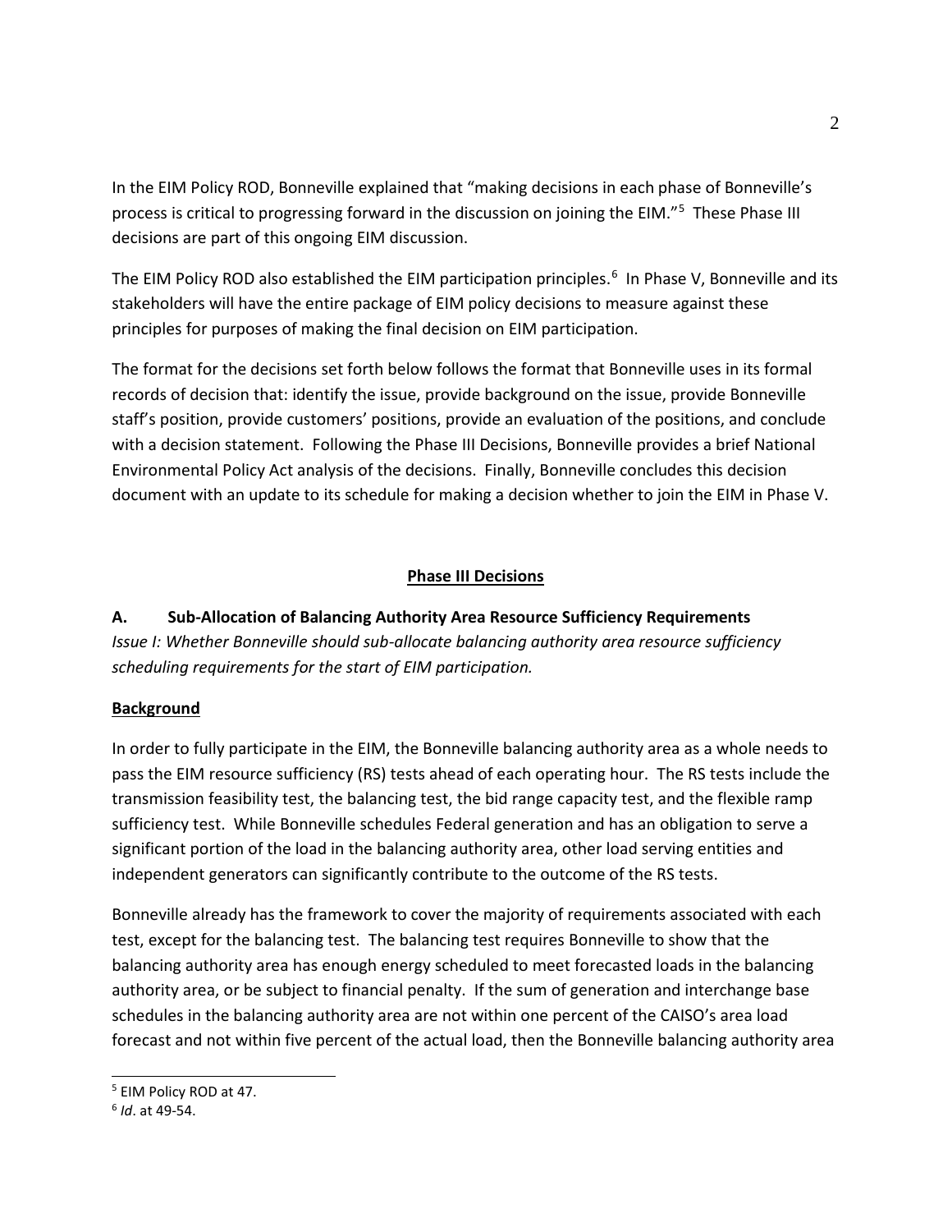In the EIM Policy ROD, Bonneville explained that "making decisions in each phase of Bonneville's process is critical to progressing forward in the discussion on joining the EIM."[5] These Phase III decisions are part of this ongoing EIM discussion.

The EIM Policy ROD also established the EIM participation principles.[6] In Phase V, Bonneville and its stakeholders will have the entire package of EIM policy decisions to measure against these principles for purposes of making the final decision on EIM participation.

The format for the decisions set forth below follows the format that Bonneville uses in its formal records of decision that: identify the issue, provide background on the issue, provide Bonneville staff's position, provide customers' positions, provide an evaluation of the positions, and conclude with a decision statement. Following the Phase III Decisions, Bonneville provides a brief National Environmental Policy Act analysis of the decisions. Finally, Bonneville concludes this decision document with an update to its schedule for making a decision whether to join the EIM in Phase V.

## **Phase III Decisions**

### A. Sub-Allocation of Balancing Authority Area Resource Sufficiency Requirements

*Issue I: Whether Bonneville should sub-allocate balancing authority area resource sufficiency scheduling requirements for the start of EIM participation.*

#### **Background**

In order to fully participate in the EIM, the Bonneville balancing authority area as a whole needs to pass the EIM resource sufficiency (RS) tests ahead of each operating hour. The RS tests include the transmission feasibility test, the balancing test, the bid range capacity test, and the flexible ramp sufficiency test. While Bonneville schedules Federal generation and has an obligation to serve a significant portion of the load in the balancing authority area, other load serving entities and independent generators can significantly contribute to the outcome of the RS tests.

Bonneville already has the framework to cover the majority of requirements associated with each test, except for the balancing test. The balancing test requires Bonneville to show that the balancing authority area has enough energy scheduled to meet forecasted loads in the balancing authority area, or be subject to financial penalty. If the sum of generation and interchange base schedules in the balancing authority area are not within one percent of the CAISO's area load forecast and not within five percent of the actual load, then the Bonneville balancing authority area

[5] EIM Policy ROD at 47.

[6] *Id*. at 49-54.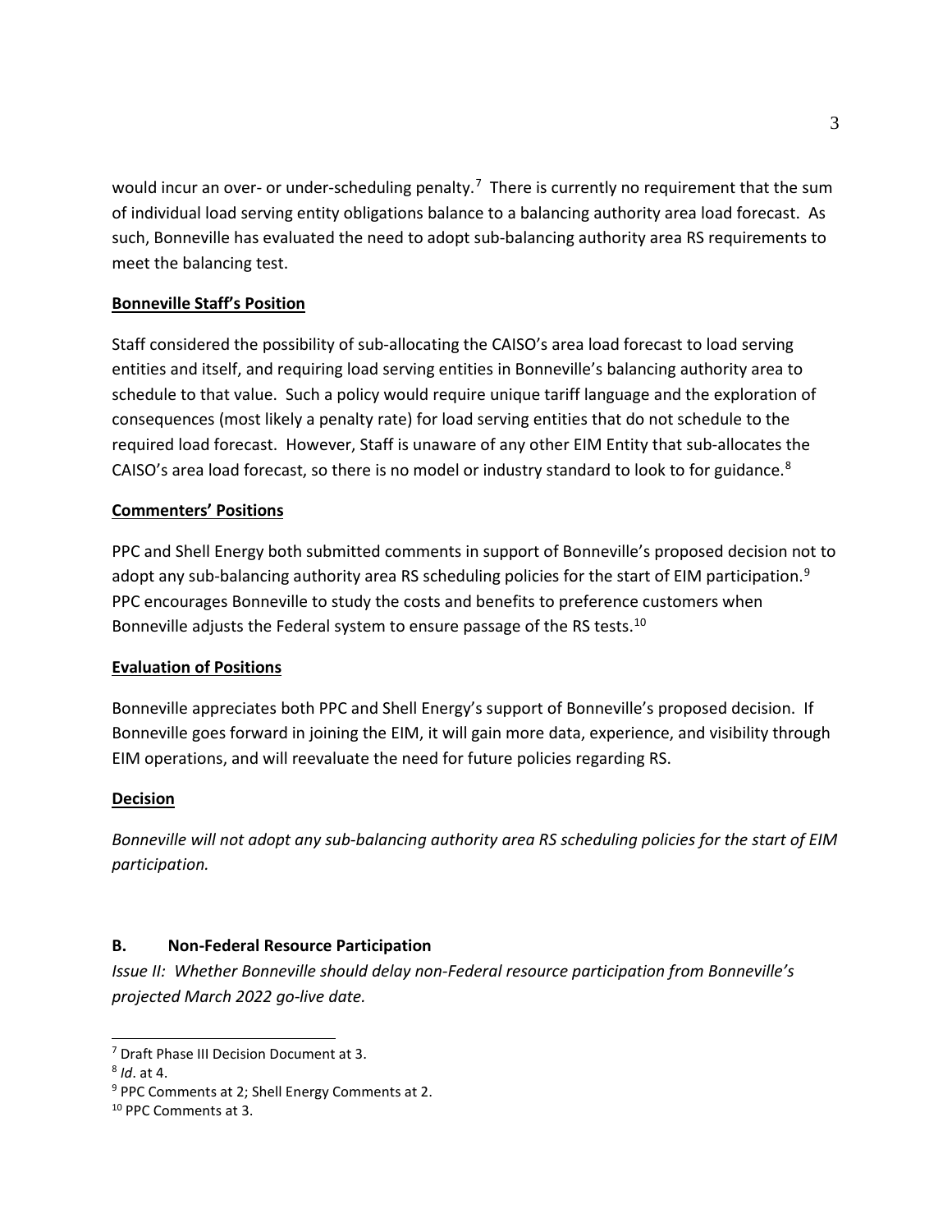would incur an over- or under-scheduling penalty.[7] There is currently no requirement that the sum of individual load serving entity obligations balance to a balancing authority area load forecast. As such, Bonneville has evaluated the need to adopt sub-balancing authority area RS requirements to meet the balancing test.

**Bonneville Staff's Position**

Staff considered the possibility of sub-allocating the CAISO's area load forecast to load serving entities and itself, and requiring load serving entities in Bonneville's balancing authority area to schedule to that value. Such a policy would require unique tariff language and the exploration of consequences (most likely a penalty rate) for load serving entities that do not schedule to the required load forecast. However, Staff is unaware of any other EIM Entity that sub-allocates the CAISO's area load forecast, so there is no model or industry standard to look to for guidance.[8]

**Commenters' Positions**

PPC and Shell Energy both submitted comments in support of Bonneville's proposed decision not to adopt any sub-balancing authority area RS scheduling policies for the start of EIM participation.[9] PPC encourages Bonneville to study the costs and benefits to preference customers when Bonneville adjusts the Federal system to ensure passage of the RS tests.[10]

**Evaluation of Positions**

Bonneville appreciates both PPC and Shell Energy's support of Bonneville's proposed decision. If Bonneville goes forward in joining the EIM, it will gain more data, experience, and visibility through EIM operations, and will reevaluate the need for future policies regarding RS.

**Decision**

*Bonneville will not adopt any sub-balancing authority area RS scheduling policies for the start of EIM participation.*

### B. Non-Federal Resource Participation

*Issue II: Whether Bonneville should delay non-Federal resource participation from Bonneville's projected March 2022 go-live date.*

---

[7] Draft Phase III Decision Document at 3.

[8] *Id*. at 4.

[9] PPC Comments at 2; Shell Energy Comments at 2.

[10] PPC Comments at 3.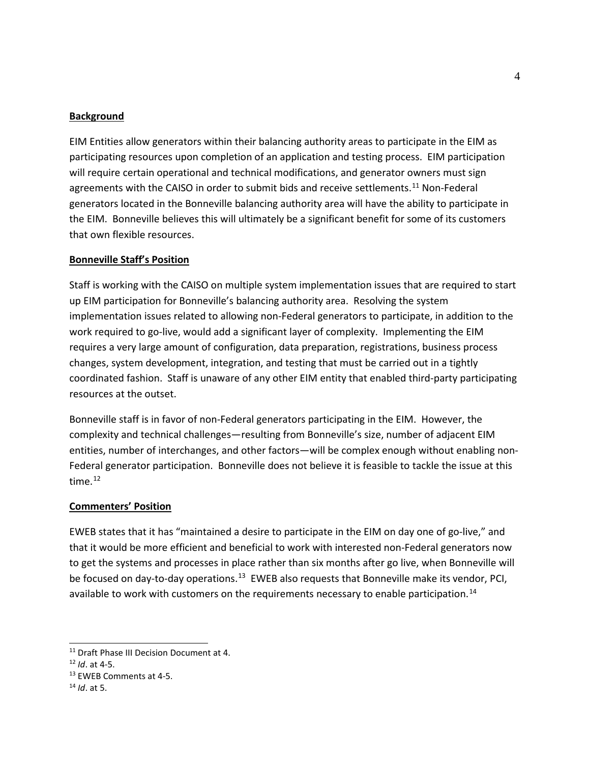**Background**

EIM Entities allow generators within their balancing authority areas to participate in the EIM as participating resources upon completion of an application and testing process. EIM participation will require certain operational and technical modifications, and generator owners must sign agreements with the CAISO in order to submit bids and receive settlements.[11] Non-Federal generators located in the Bonneville balancing authority area will have the ability to participate in the EIM. Bonneville believes this will ultimately be a significant benefit for some of its customers that own flexible resources.

**Bonneville Staff's Position**

Staff is working with the CAISO on multiple system implementation issues that are required to start up EIM participation for Bonneville's balancing authority area. Resolving the system implementation issues related to allowing non-Federal generators to participate, in addition to the work required to go-live, would add a significant layer of complexity. Implementing the EIM requires a very large amount of configuration, data preparation, registrations, business process changes, system development, integration, and testing that must be carried out in a tightly coordinated fashion. Staff is unaware of any other EIM entity that enabled third-party participating resources at the outset.

Bonneville staff is in favor of non-Federal generators participating in the EIM. However, the complexity and technical challenges—resulting from Bonneville's size, number of adjacent EIM entities, number of interchanges, and other factors—will be complex enough without enabling non-Federal generator participation. Bonneville does not believe it is feasible to tackle the issue at this time.[12]

**Commenters' Position**

EWEB states that it has "maintained a desire to participate in the EIM on day one of go-live," and that it would be more efficient and beneficial to work with interested non-Federal generators now to get the systems and processes in place rather than six months after go live, when Bonneville will be focused on day-to-day operations.[13] EWEB also requests that Bonneville make its vendor, PCI, available to work with customers on the requirements necessary to enable participation.[14]

---

[11] Draft Phase III Decision Document at 4.

[12] *Id*. at 4-5.

[13] EWEB Comments at 4-5.

[14] *Id*. at 5.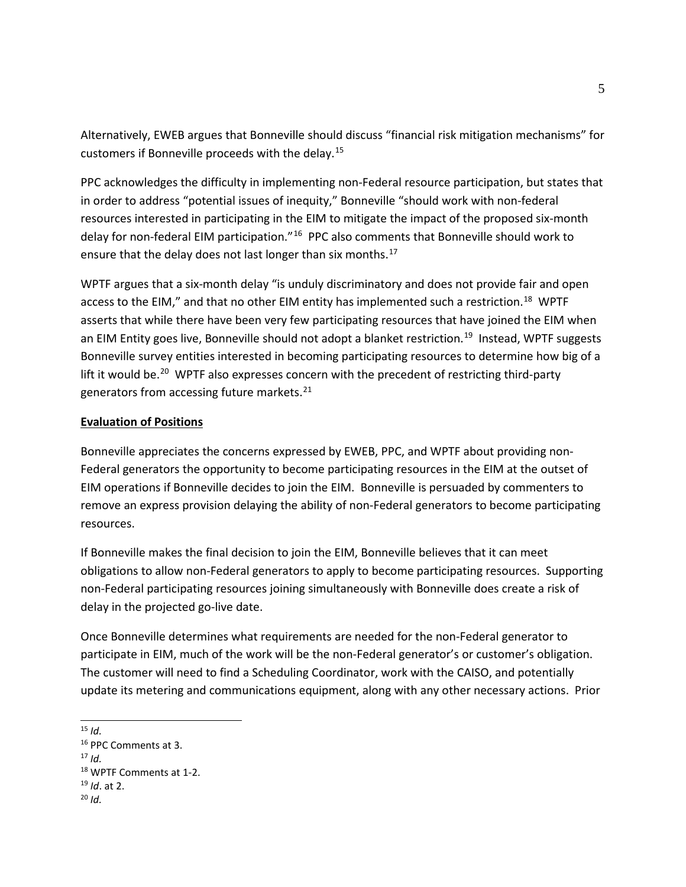Alternatively, EWEB argues that Bonneville should discuss "financial risk mitigation mechanisms" for customers if Bonneville proceeds with the delay.[15]

PPC acknowledges the difficulty in implementing non-Federal resource participation, but states that in order to address "potential issues of inequity," Bonneville "should work with non-federal resources interested in participating in the EIM to mitigate the impact of the proposed six-month delay for non-federal EIM participation."[16] PPC also comments that Bonneville should work to ensure that the delay does not last longer than six months.[17]

WPTF argues that a six-month delay "is unduly discriminatory and does not provide fair and open access to the EIM," and that no other EIM entity has implemented such a restriction.[18] WPTF asserts that while there have been very few participating resources that have joined the EIM when an EIM Entity goes live, Bonneville should not adopt a blanket restriction.[19] Instead, WPTF suggests Bonneville survey entities interested in becoming participating resources to determine how big of a lift it would be.[20] WPTF also expresses concern with the precedent of restricting third-party generators from accessing future markets.[21]

**Evaluation of Positions**

Bonneville appreciates the concerns expressed by EWEB, PPC, and WPTF about providing non-Federal generators the opportunity to become participating resources in the EIM at the outset of EIM operations if Bonneville decides to join the EIM. Bonneville is persuaded by commenters to remove an express provision delaying the ability of non-Federal generators to become participating resources.

If Bonneville makes the final decision to join the EIM, Bonneville believes that it can meet obligations to allow non-Federal generators to apply to become participating resources. Supporting non-Federal participating resources joining simultaneously with Bonneville does create a risk of delay in the projected go-live date.

Once Bonneville determines what requirements are needed for the non-Federal generator to participate in EIM, much of the work will be the non-Federal generator's or customer's obligation. The customer will need to find a Scheduling Coordinator, work with the CAISO, and potentially update its metering and communications equipment, along with any other necessary actions. Prior

---

[15] *Id.*

[16] PPC Comments at 3.

[17] *Id.*

[18] WPTF Comments at 1-2.

[19] *Id*. at 2.

[20] *Id.*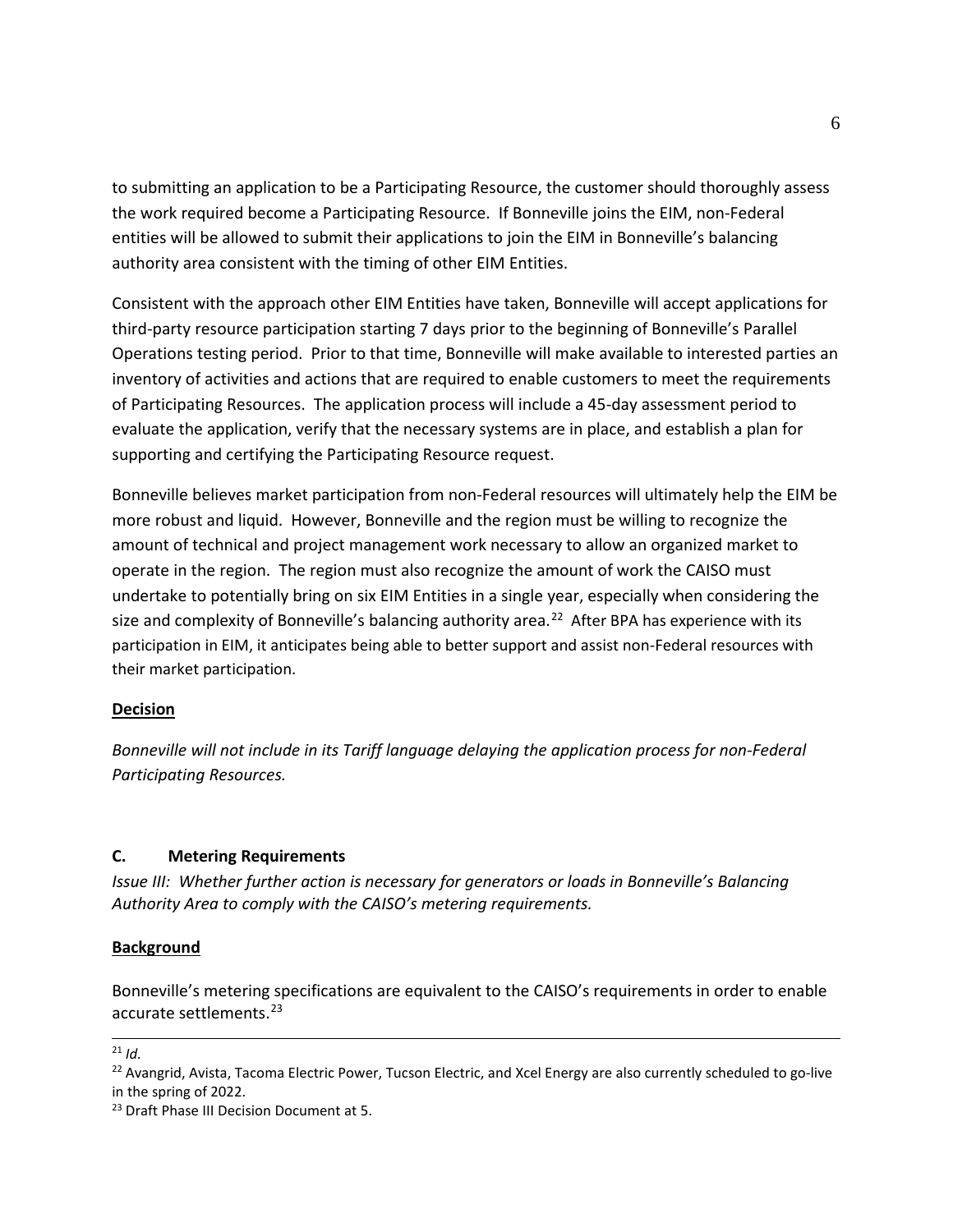to submitting an application to be a Participating Resource, the customer should thoroughly assess the work required become a Participating Resource. If Bonneville joins the EIM, non-Federal entities will be allowed to submit their applications to join the EIM in Bonneville's balancing authority area consistent with the timing of other EIM Entities.

Consistent with the approach other EIM Entities have taken, Bonneville will accept applications for third-party resource participation starting 7 days prior to the beginning of Bonneville's Parallel Operations testing period. Prior to that time, Bonneville will make available to interested parties an inventory of activities and actions that are required to enable customers to meet the requirements of Participating Resources. The application process will include a 45-day assessment period to evaluate the application, verify that the necessary systems are in place, and establish a plan for supporting and certifying the Participating Resource request.

Bonneville believes market participation from non-Federal resources will ultimately help the EIM be more robust and liquid. However, Bonneville and the region must be willing to recognize the amount of technical and project management work necessary to allow an organized market to operate in the region. The region must also recognize the amount of work the CAISO must undertake to potentially bring on six EIM Entities in a single year, especially when considering the size and complexity of Bonneville's balancing authority area.[22] After BPA has experience with its participation in EIM, it anticipates being able to better support and assist non-Federal resources with their market participation.

**Decision**

*Bonneville will not include in its Tariff language delaying the application process for non-Federal Participating Resources.*

### C. Metering Requirements

*Issue III: Whether further action is necessary for generators or loads in Bonneville's Balancing Authority Area to comply with the CAISO's metering requirements.*

**Background**

Bonneville's metering specifications are equivalent to the CAISO's requirements in order to enable accurate settlements.[23]

---

[21] *Id.*

[22] Avangrid, Avista, Tacoma Electric Power, Tucson Electric, and Xcel Energy are also currently scheduled to go-live in the spring of 2022.

[23] Draft Phase III Decision Document at 5.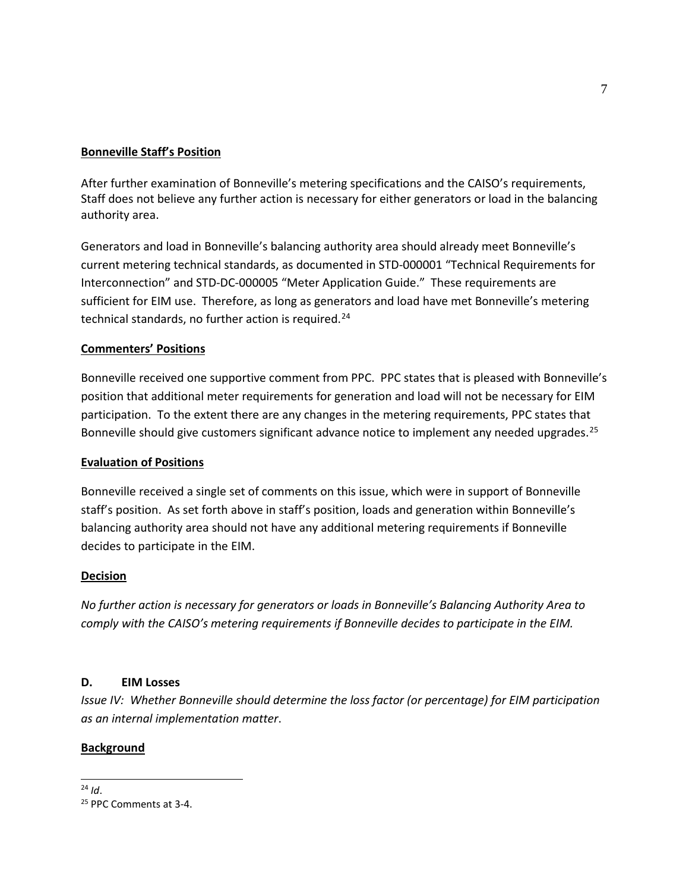**Bonneville Staff's Position**

After further examination of Bonneville's metering specifications and the CAISO's requirements, Staff does not believe any further action is necessary for either generators or load in the balancing authority area.

Generators and load in Bonneville's balancing authority area should already meet Bonneville's current metering technical standards, as documented in STD-000001 "Technical Requirements for Interconnection" and STD-DC-000005 "Meter Application Guide." These requirements are sufficient for EIM use. Therefore, as long as generators and load have met Bonneville's metering technical standards, no further action is required.[24]

**Commenters' Positions**

Bonneville received one supportive comment from PPC. PPC states that is pleased with Bonneville's position that additional meter requirements for generation and load will not be necessary for EIM participation. To the extent there are any changes in the metering requirements, PPC states that Bonneville should give customers significant advance notice to implement any needed upgrades.[25]

**Evaluation of Positions**

Bonneville received a single set of comments on this issue, which were in support of Bonneville staff's position. As set forth above in staff's position, loads and generation within Bonneville's balancing authority area should not have any additional metering requirements if Bonneville decides to participate in the EIM.

**Decision**

*No further action is necessary for generators or loads in Bonneville's Balancing Authority Area to comply with the CAISO's metering requirements if Bonneville decides to participate in the EIM.*

## D. EIM Losses

*Issue IV: Whether Bonneville should determine the loss factor (or percentage) for EIM participation as an internal implementation matter*.

**Background**

---

[24] *Id*.

[25] PPC Comments at 3-4.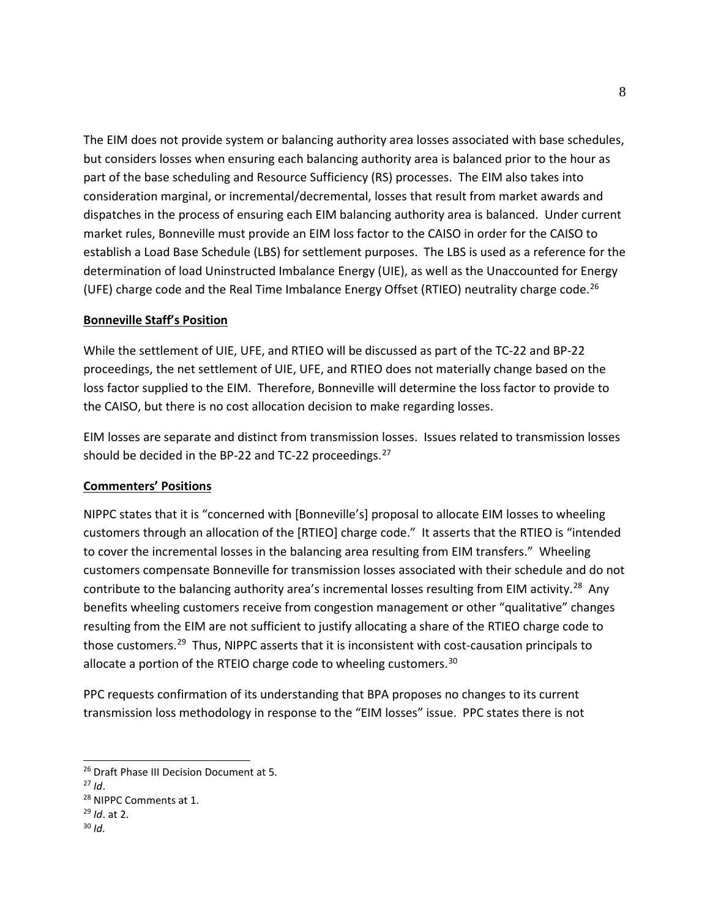The EIM does not provide system or balancing authority area losses associated with base schedules, but considers losses when ensuring each balancing authority area is balanced prior to the hour as part of the base scheduling and Resource Sufficiency (RS) processes. The EIM also takes into consideration marginal, or incremental/decremental, losses that result from market awards and dispatches in the process of ensuring each EIM balancing authority area is balanced. Under current market rules, Bonneville must provide an EIM loss factor to the CAISO in order for the CAISO to establish a Load Base Schedule (LBS) for settlement purposes. The LBS is used as a reference for the determination of load Uninstructed Imbalance Energy (UIE), as well as the Unaccounted for Energy (UFE) charge code and the Real Time Imbalance Energy Offset (RTIEO) neutrality charge code.[26]

**Bonneville Staff's Position**

While the settlement of UIE, UFE, and RTIEO will be discussed as part of the TC-22 and BP-22 proceedings, the net settlement of UIE, UFE, and RTIEO does not materially change based on the loss factor supplied to the EIM. Therefore, Bonneville will determine the loss factor to provide to the CAISO, but there is no cost allocation decision to make regarding losses.

EIM losses are separate and distinct from transmission losses. Issues related to transmission losses should be decided in the BP-22 and TC-22 proceedings.[27]

**Commenters' Positions**

NIPPC states that it is "concerned with [Bonneville's] proposal to allocate EIM losses to wheeling customers through an allocation of the [RTIEO] charge code." It asserts that the RTIEO is "intended to cover the incremental losses in the balancing area resulting from EIM transfers." Wheeling customers compensate Bonneville for transmission losses associated with their schedule and do not contribute to the balancing authority area's incremental losses resulting from EIM activity.[28] Any benefits wheeling customers receive from congestion management or other "qualitative" changes resulting from the EIM are not sufficient to justify allocating a share of the RTIEO charge code to those customers.[29] Thus, NIPPC asserts that it is inconsistent with cost-causation principals to allocate a portion of the RTEIO charge code to wheeling customers.[30]

PPC requests confirmation of its understanding that BPA proposes no changes to its current transmission loss methodology in response to the "EIM losses" issue. PPC states there is not

---

[26] Draft Phase III Decision Document at 5.

[27] *Id*.

[28] NIPPC Comments at 1.

[29] *Id*. at 2.

[30] *Id.*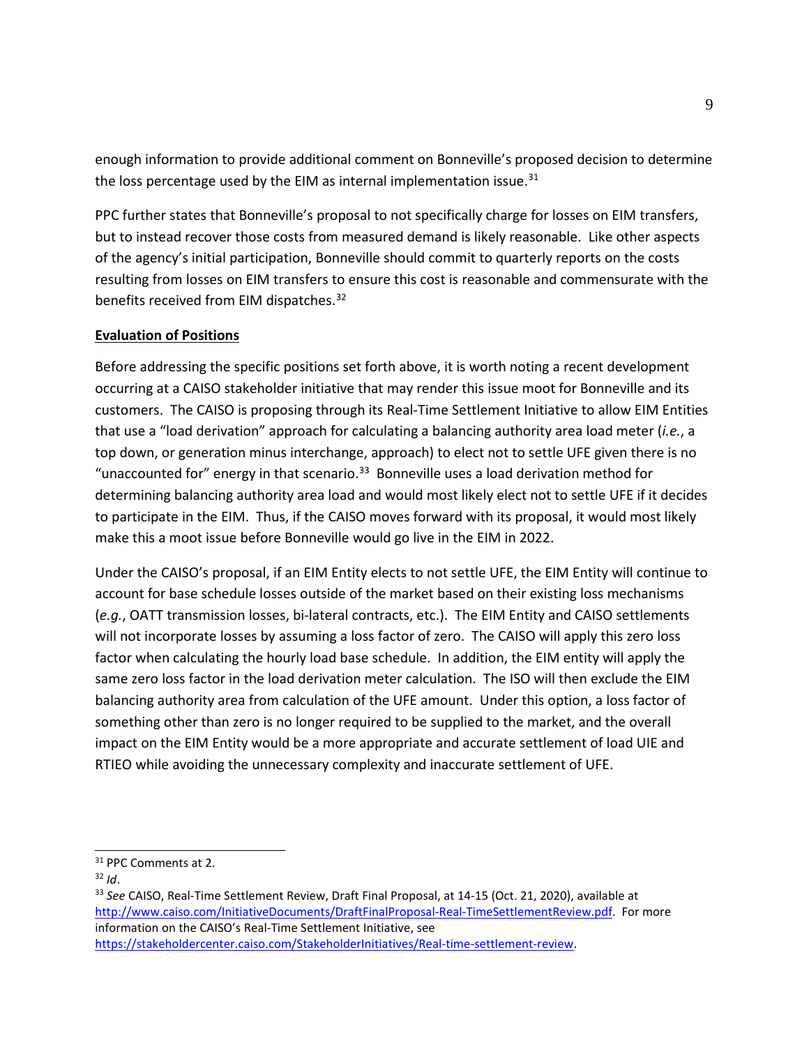enough information to provide additional comment on Bonneville's proposed decision to determine the loss percentage used by the EIM as internal implementation issue.[31]

PPC further states that Bonneville's proposal to not specifically charge for losses on EIM transfers, but to instead recover those costs from measured demand is likely reasonable. Like other aspects of the agency's initial participation, Bonneville should commit to quarterly reports on the costs resulting from losses on EIM transfers to ensure this cost is reasonable and commensurate with the benefits received from EIM dispatches.[32]

**Evaluation of Positions**

Before addressing the specific positions set forth above, it is worth noting a recent development occurring at a CAISO stakeholder initiative that may render this issue moot for Bonneville and its customers. The CAISO is proposing through its Real-Time Settlement Initiative to allow EIM Entities that use a "load derivation" approach for calculating a balancing authority area load meter (*i.e.*, a top down, or generation minus interchange, approach) to elect not to settle UFE given there is no "unaccounted for" energy in that scenario.[33] Bonneville uses a load derivation method for determining balancing authority area load and would most likely elect not to settle UFE if it decides to participate in the EIM. Thus, if the CAISO moves forward with its proposal, it would most likely make this a moot issue before Bonneville would go live in the EIM in 2022.

Under the CAISO's proposal, if an EIM Entity elects to not settle UFE, the EIM Entity will continue to account for base schedule losses outside of the market based on their existing loss mechanisms (*e.g.*, OATT transmission losses, bi-lateral contracts, etc.). The EIM Entity and CAISO settlements will not incorporate losses by assuming a loss factor of zero. The CAISO will apply this zero loss factor when calculating the hourly load base schedule. In addition, the EIM entity will apply the same zero loss factor in the load derivation meter calculation. The ISO will then exclude the EIM balancing authority area from calculation of the UFE amount. Under this option, a loss factor of something other than zero is no longer required to be supplied to the market, and the overall impact on the EIM Entity would be a more appropriate and accurate settlement of load UIE and RTIEO while avoiding the unnecessary complexity and inaccurate settlement of UFE.

---

[31] PPC Comments at 2.

[32] *Id*.

[33] *See* CAISO, Real-Time Settlement Review, Draft Final Proposal, at 14-15 (Oct. 21, 2020), available at http://www.caiso.com/InitiativeDocuments/DraftFinalProposal-Real-TimeSettlementReview.pdf. For more information on the CAISO's Real-Time Settlement Initiative, see https://stakeholdercenter.caiso.com/StakeholderInitiatives/Real-time-settlement-review.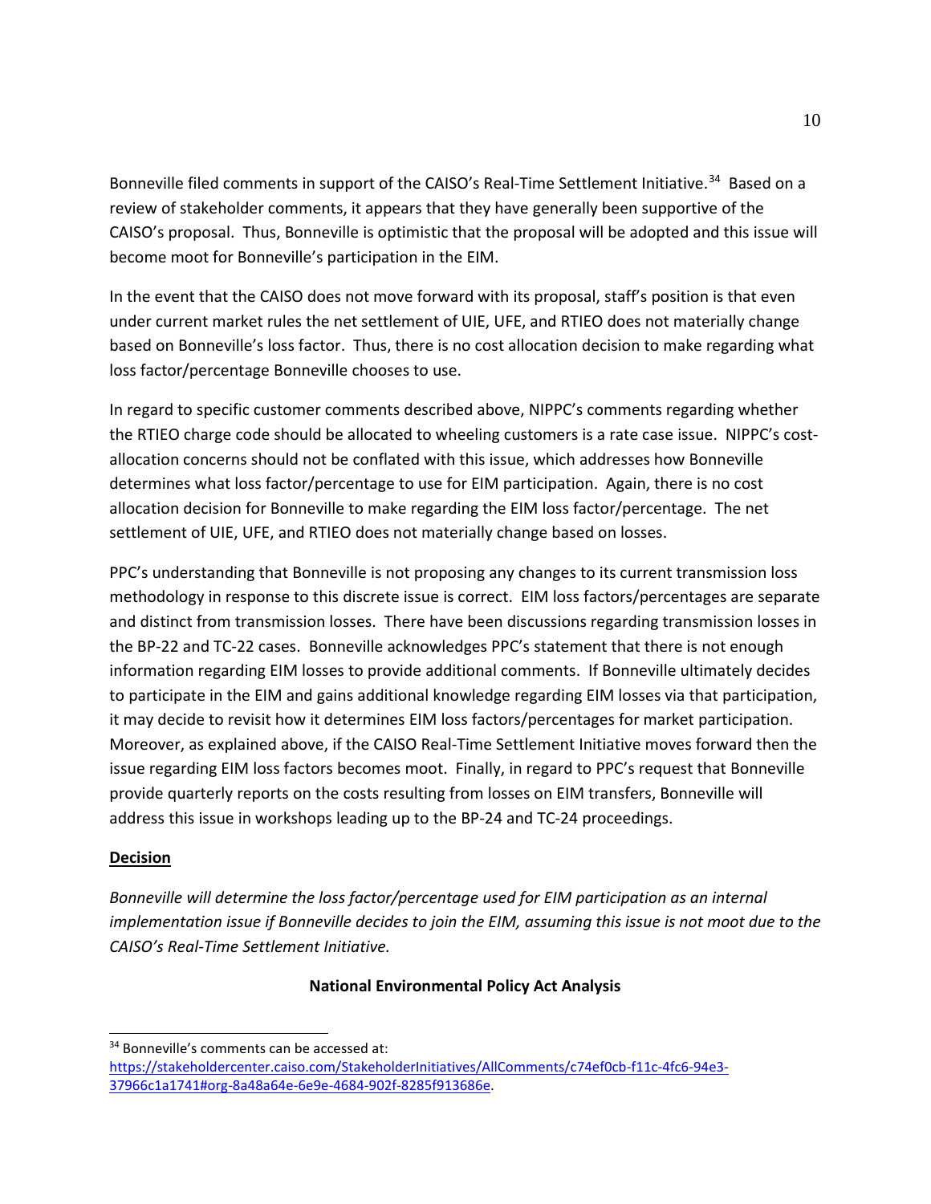Bonneville filed comments in support of the CAISO's Real-Time Settlement Initiative.[34] Based on a review of stakeholder comments, it appears that they have generally been supportive of the CAISO's proposal. Thus, Bonneville is optimistic that the proposal will be adopted and this issue will become moot for Bonneville's participation in the EIM.

In the event that the CAISO does not move forward with its proposal, staff's position is that even under current market rules the net settlement of UIE, UFE, and RTIEO does not materially change based on Bonneville's loss factor. Thus, there is no cost allocation decision to make regarding what loss factor/percentage Bonneville chooses to use.

In regard to specific customer comments described above, NIPPC's comments regarding whether the RTIEO charge code should be allocated to wheeling customers is a rate case issue. NIPPC's cost-allocation concerns should not be conflated with this issue, which addresses how Bonneville determines what loss factor/percentage to use for EIM participation. Again, there is no cost allocation decision for Bonneville to make regarding the EIM loss factor/percentage. The net settlement of UIE, UFE, and RTIEO does not materially change based on losses.

PPC's understanding that Bonneville is not proposing any changes to its current transmission loss methodology in response to this discrete issue is correct. EIM loss factors/percentages are separate and distinct from transmission losses. There have been discussions regarding transmission losses in the BP-22 and TC-22 cases. Bonneville acknowledges PPC's statement that there is not enough information regarding EIM losses to provide additional comments. If Bonneville ultimately decides to participate in the EIM and gains additional knowledge regarding EIM losses via that participation, it may decide to revisit how it determines EIM loss factors/percentages for market participation. Moreover, as explained above, if the CAISO Real-Time Settlement Initiative moves forward then the issue regarding EIM loss factors becomes moot. Finally, in regard to PPC's request that Bonneville provide quarterly reports on the costs resulting from losses on EIM transfers, Bonneville will address this issue in workshops leading up to the BP-24 and TC-24 proceedings.

**Decision**

*Bonneville will determine the loss factor/percentage used for EIM participation as an internal implementation issue if Bonneville decides to join the EIM, assuming this issue is not moot due to the CAISO's Real-Time Settlement Initiative.*

## National Environmental Policy Act Analysis

---

[34] Bonneville's comments can be accessed at: https://stakeholdercenter.caiso.com/StakeholderInitiatives/AllComments/c74ef0cb-f11c-4fc6-94e3-37966c1a1741#org-8a48a64e-6e9e-4684-902f-8285f913686e.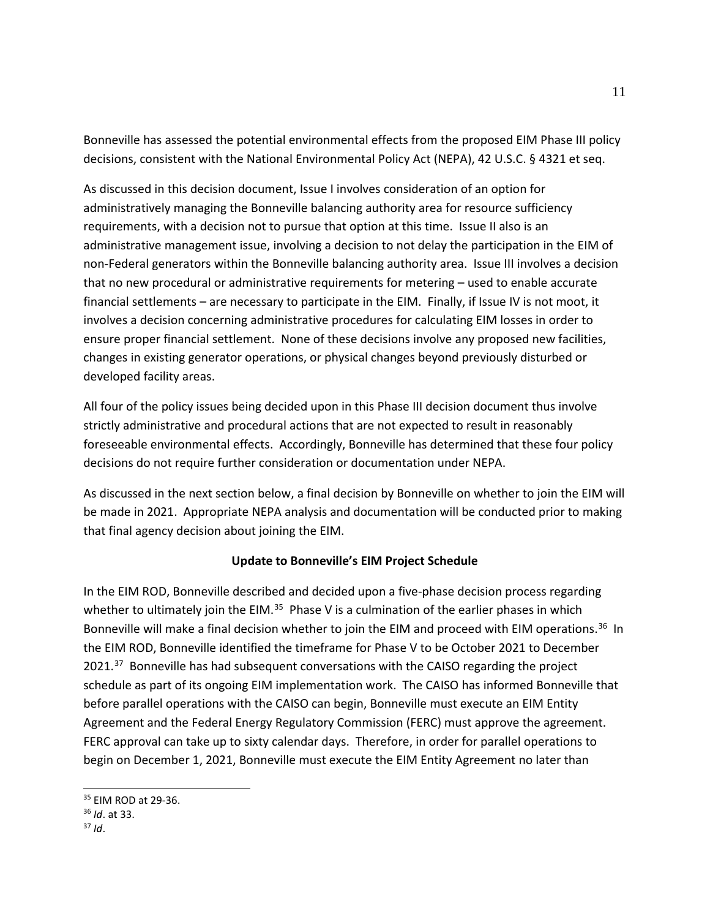Bonneville has assessed the potential environmental effects from the proposed EIM Phase III policy decisions, consistent with the National Environmental Policy Act (NEPA), 42 U.S.C. § 4321 et seq.

As discussed in this decision document, Issue I involves consideration of an option for administratively managing the Bonneville balancing authority area for resource sufficiency requirements, with a decision not to pursue that option at this time. Issue II also is an administrative management issue, involving a decision to not delay the participation in the EIM of non-Federal generators within the Bonneville balancing authority area. Issue III involves a decision that no new procedural or administrative requirements for metering – used to enable accurate financial settlements – are necessary to participate in the EIM. Finally, if Issue IV is not moot, it involves a decision concerning administrative procedures for calculating EIM losses in order to ensure proper financial settlement. None of these decisions involve any proposed new facilities, changes in existing generator operations, or physical changes beyond previously disturbed or developed facility areas.

All four of the policy issues being decided upon in this Phase III decision document thus involve strictly administrative and procedural actions that are not expected to result in reasonably foreseeable environmental effects. Accordingly, Bonneville has determined that these four policy decisions do not require further consideration or documentation under NEPA.

As discussed in the next section below, a final decision by Bonneville on whether to join the EIM will be made in 2021. Appropriate NEPA analysis and documentation will be conducted prior to making that final agency decision about joining the EIM.

## Update to Bonneville's EIM Project Schedule

In the EIM ROD, Bonneville described and decided upon a five-phase decision process regarding whether to ultimately join the EIM.[35] Phase V is a culmination of the earlier phases in which Bonneville will make a final decision whether to join the EIM and proceed with EIM operations.[36] In the EIM ROD, Bonneville identified the timeframe for Phase V to be October 2021 to December 2021.[37] Bonneville has had subsequent conversations with the CAISO regarding the project schedule as part of its ongoing EIM implementation work. The CAISO has informed Bonneville that before parallel operations with the CAISO can begin, Bonneville must execute an EIM Entity Agreement and the Federal Energy Regulatory Commission (FERC) must approve the agreement. FERC approval can take up to sixty calendar days. Therefore, in order for parallel operations to begin on December 1, 2021, Bonneville must execute the EIM Entity Agreement no later than

---

[35] EIM ROD at 29-36.

[36] *Id*. at 33.

[37] *Id*.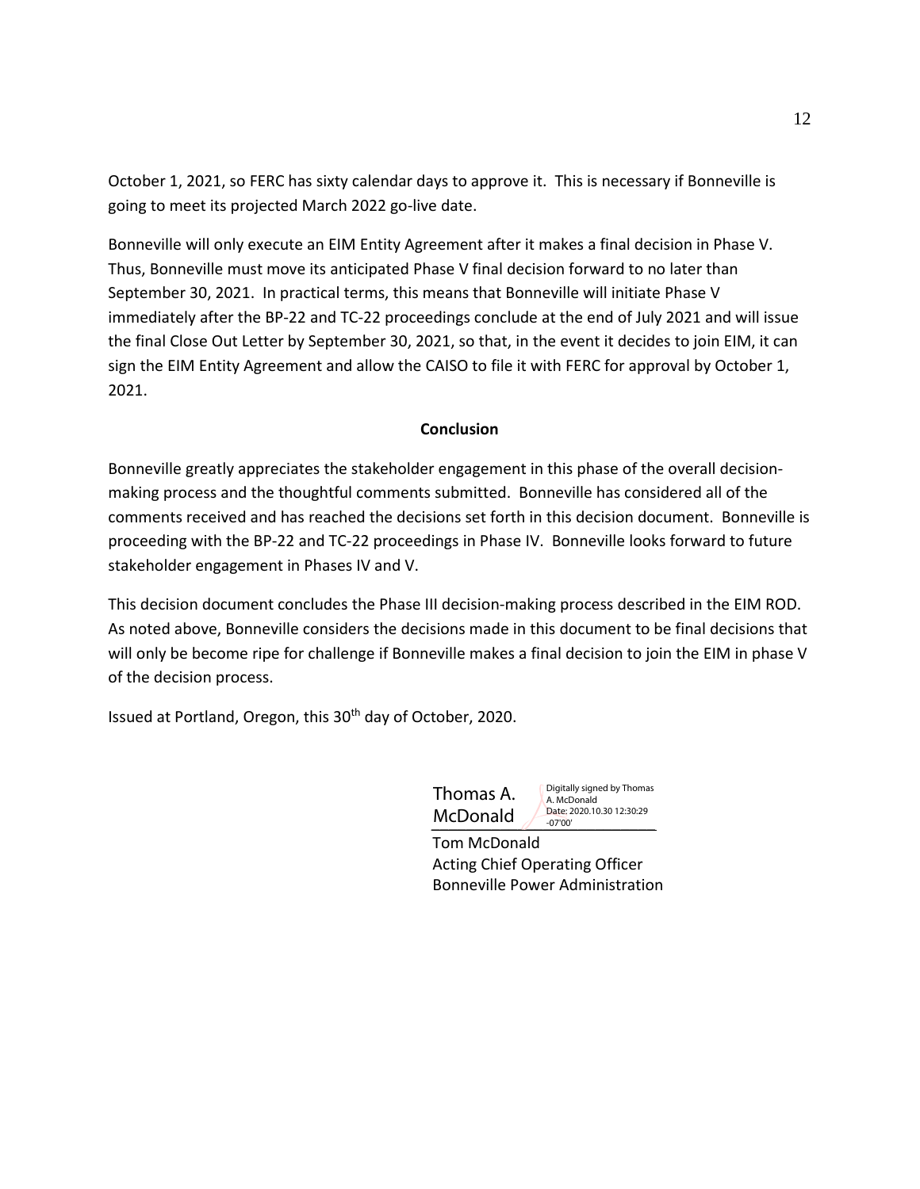October 1, 2021, so FERC has sixty calendar days to approve it. This is necessary if Bonneville is going to meet its projected March 2022 go-live date.

Bonneville will only execute an EIM Entity Agreement after it makes a final decision in Phase V. Thus, Bonneville must move its anticipated Phase V final decision forward to no later than September 30, 2021. In practical terms, this means that Bonneville will initiate Phase V immediately after the BP-22 and TC-22 proceedings conclude at the end of July 2021 and will issue the final Close Out Letter by September 30, 2021, so that, in the event it decides to join EIM, it can sign the EIM Entity Agreement and allow the CAISO to file it with FERC for approval by October 1, 2021.

## Conclusion

Bonneville greatly appreciates the stakeholder engagement in this phase of the overall decision-making process and the thoughtful comments submitted. Bonneville has considered all of the comments received and has reached the decisions set forth in this decision document. Bonneville is proceeding with the BP-22 and TC-22 proceedings in Phase IV. Bonneville looks forward to future stakeholder engagement in Phases IV and V.

This decision document concludes the Phase III decision-making process described in the EIM ROD. As noted above, Bonneville considers the decisions made in this document to be final decisions that will only be become ripe for challenge if Bonneville makes a final decision to join the EIM in phase V of the decision process.

Issued at Portland, Oregon, this 30th day of October, 2020.

Thomas A. McDonald
Digitally signed by Thomas A. McDonald
Date: 2020.10.30 12:30:29 -07'00'

Tom McDonald
Acting Chief Operating Officer
Bonneville Power Administration